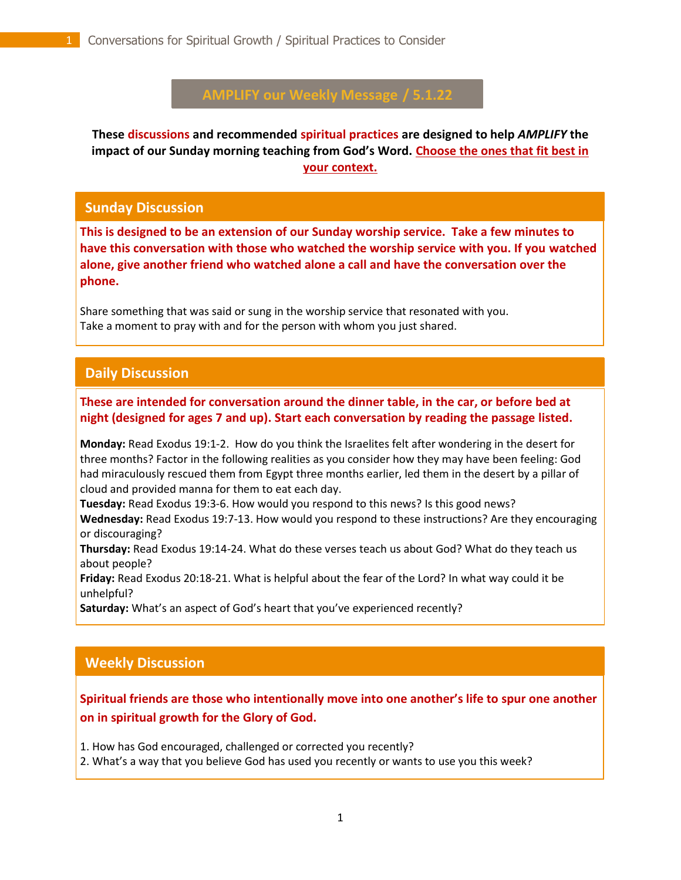# AMPLIFY our Weekly Message / 5.1.22

**These discussions and recommended spiritual practices are designed to help *AMPLIFY* the impact of our Sunday morning teaching from God's Word. Choose the ones that fit best in your context.**

## Sunday Discussion

**This is designed to be an extension of our Sunday worship service. Take a few minutes to have this conversation with those who watched the worship service with you. If you watched alone, give another friend who watched alone a call and have the conversation over the phone.**

Share something that was said or sung in the worship service that resonated with you.
Take a moment to pray with and for the person with whom you just shared.

## Daily Discussion

**These are intended for conversation around the dinner table, in the car, or before bed at night (designed for ages 7 and up). Start each conversation by reading the passage listed.**

**Monday:** Read Exodus 19:1-2. How do you think the Israelites felt after wondering in the desert for three months? Factor in the following realities as you consider how they may have been feeling: God had miraculously rescued them from Egypt three months earlier, led them in the desert by a pillar of cloud and provided manna for them to eat each day.
**Tuesday:** Read Exodus 19:3-6. How would you respond to this news? Is this good news?
**Wednesday:** Read Exodus 19:7-13. How would you respond to these instructions? Are they encouraging or discouraging?
**Thursday:** Read Exodus 19:14-24. What do these verses teach us about God? What do they teach us about people?
**Friday:** Read Exodus 20:18-21. What is helpful about the fear of the Lord? In what way could it be unhelpful?
**Saturday:** What's an aspect of God's heart that you've experienced recently?

## Weekly Discussion

**Spiritual friends are those who intentionally move into one another's life to spur one another on in spiritual growth for the Glory of God.**

1. How has God encouraged, challenged or corrected you recently?
2. What's a way that you believe God has used you recently or wants to use you this week?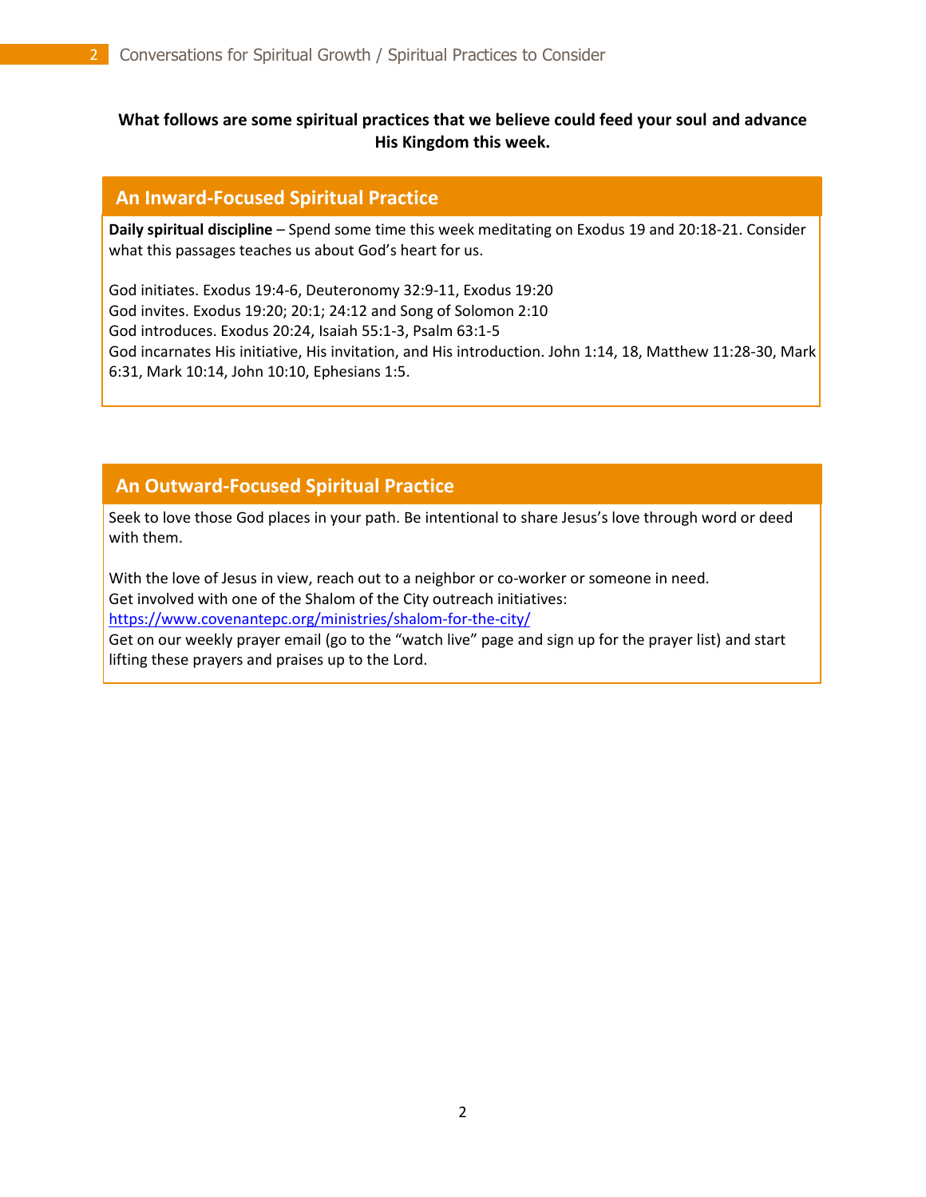**What follows are some spiritual practices that we believe could feed your soul and advance His Kingdom this week.**

## An Inward-Focused Spiritual Practice

**Daily spiritual discipline** – Spend some time this week meditating on Exodus 19 and 20:18-21. Consider what this passages teaches us about God's heart for us.

God initiates. Exodus 19:4-6, Deuteronomy 32:9-11, Exodus 19:20
God invites. Exodus 19:20; 20:1; 24:12 and Song of Solomon 2:10
God introduces. Exodus 20:24, Isaiah 55:1-3, Psalm 63:1-5
God incarnates His initiative, His invitation, and His introduction. John 1:14, 18, Matthew 11:28-30, Mark 6:31, Mark 10:14, John 10:10, Ephesians 1:5.

## An Outward-Focused Spiritual Practice

Seek to love those God places in your path. Be intentional to share Jesus's love through word or deed with them.

With the love of Jesus in view, reach out to a neighbor or co-worker or someone in need.
Get involved with one of the Shalom of the City outreach initiatives:
https://www.covenantepc.org/ministries/shalom-for-the-city/
Get on our weekly prayer email (go to the "watch live" page and sign up for the prayer list) and start lifting these prayers and praises up to the Lord.